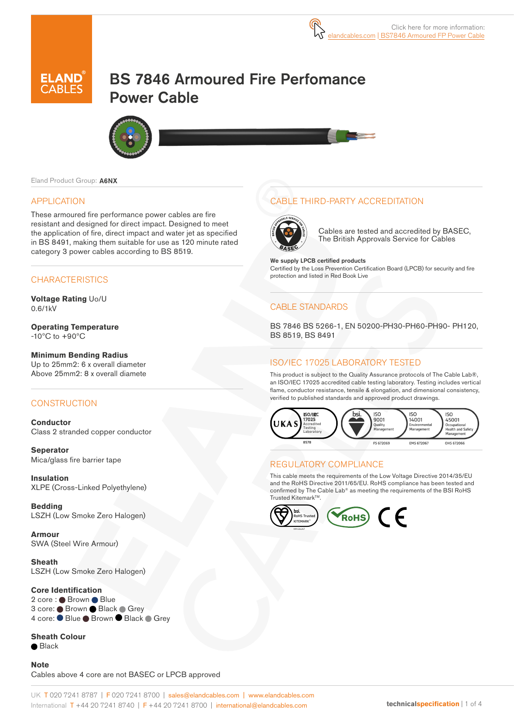Click here for more information: elandcables.com | BS7846 Armoured FP Power Cable

ELAND CABLES

# BS 7846 Armoured Fire Perfomance Power Cable

Eland Product Group: **A6NX**

## APPLICATION

These armoured fire performance power cables are fire resistant and designed for direct impact. Designed to meet the application of fire, direct impact and water jet as specified in BS 8491, making them suitable for use as 120 minute rated category 3 power cables according to BS 8519.

## CHARACTERISTICS

**Voltage Rating** Uo/U
0.6/1kV

**Operating Temperature**
-10°C to +90°C

**Minimum Bending Radius**
Up to 25mm2: 6 x overall diameter
Above 25mm2: 8 x overall diamete

## CONSTRUCTION

**Conductor**
Class 2 stranded copper conductor

**Seperator**
Mica/glass fire barrier tape

**Insulation**
XLPE (Cross-Linked Polyethylene)

**Bedding**
LSZH (Low Smoke Zero Halogen)

**Armour**
SWA (Steel Wire Armour)

**Sheath**
LSZH (Low Smoke Zero Halogen)

**Core Identification**
2 core : ● Brown ● Blue
3 core: ● Brown ● Black ● Grey
4 core: ● Blue ● Brown ● Black ● Grey

**Sheath Colour**
● Black

**Note**
Cables above 4 core are not BASEC or LPCB approved

## CABLE THIRD-PARTY ACCREDITATION

Cables are tested and accredited by BASEC, The British Approvals Service for Cables

**We supply LPCB certified products**
Certified by the Loss Prevention Certification Board (LPCB) for security and fire protection and listed in Red Book Live

## CABLE STANDARDS

BS 7846 BS 5266-1, EN 50200-PH30-PH60-PH90- PH120, BS 8519, BS 8491

## ISO/IEC 17025 LABORATORY TESTED

This product is subject to the Quality Assurance protocols of The Cable Lab®, an ISO/IEC 17025 accredited cable testing laboratory. Testing includes vertical flame, conductor resistance, tensile & elongation, and dimensional consistency, verified to published standards and approved product drawings.

UKAS ISO/IEC 17025 Accredited Testing Laboratory 8578 | bsi. ISO 9001 Quality Management FS 672069 | ISO 14001 Environmental Management EMS 672067 | ISO 45001 Occupational Health and Safety Management OHS 672066

## REGULATORY COMPLIANCE

This cable meets the requirements of the Low Voltage Directive 2014/35/EU and the RoHS Directive 2011/65/EU. RoHS compliance has been tested and confirmed by The Cable Lab® as meeting the requirements of the BSI RoHS Trusted Kitemark™.

UK T 020 7241 8787 | F 020 7241 8700 | sales@elandcables.com | www.elandcables.com
International T +44 20 7241 8740 | F +44 20 7241 8700 | international@elandcables.com

technicalspecification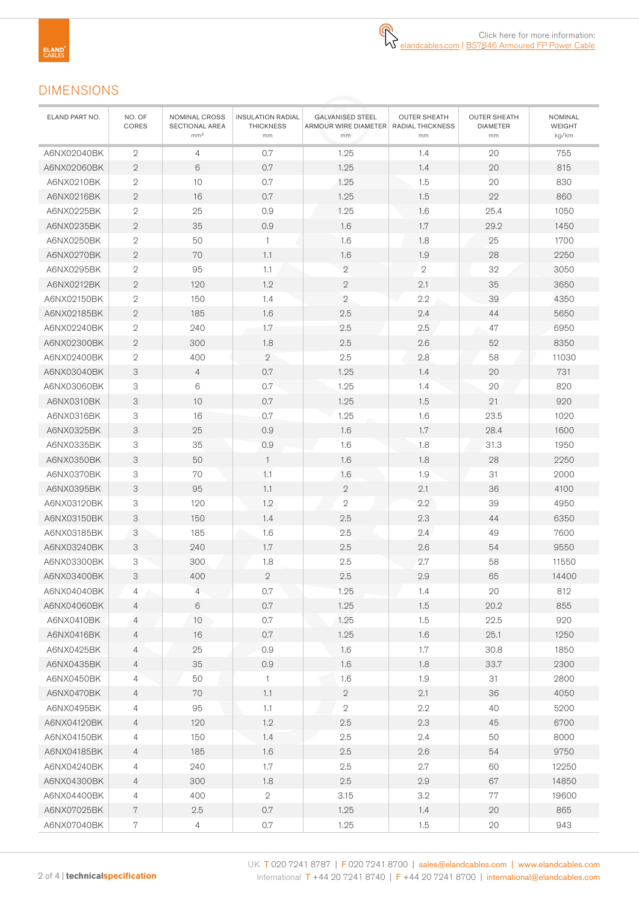Click here for more information: elandcables.com | BS7846 Armoured FP Power Cable

## DIMENSIONS

| ELAND PART NO. | NO. OF CORES | NOMINAL CROSS SECTIONAL AREA mm² | INSULATION RADIAL THICKNESS mm | GALVANISED STEEL ARMOUR WIRE DIAMETER mm | OUTER SHEATH RADIAL THICKNESS mm | OUTER SHEATH DIAMETER mm | NOMINAL WEIGHT kg/km |
|---|---|---|---|---|---|---|---|
| A6NX02040BK | 2 | 4 | 0.7 | 1.25 | 1.4 | 20 | 755 |
| A6NX02060BK | 2 | 6 | 0.7 | 1.25 | 1.4 | 20 | 815 |
| A6NX0210BK | 2 | 10 | 0.7 | 1.25 | 1.5 | 20 | 830 |
| A6NX0216BK | 2 | 16 | 0.7 | 1.25 | 1.5 | 22 | 860 |
| A6NX0225BK | 2 | 25 | 0.9 | 1.25 | 1.6 | 25.4 | 1050 |
| A6NX0235BK | 2 | 35 | 0.9 | 1.6 | 1.7 | 29.2 | 1450 |
| A6NX0250BK | 2 | 50 | 1 | 1.6 | 1.8 | 25 | 1700 |
| A6NX0270BK | 2 | 70 | 1.1 | 1.6 | 1.9 | 28 | 2250 |
| A6NX0295BK | 2 | 95 | 1.1 | 2 | 2 | 32 | 3050 |
| A6NX0212BK | 2 | 120 | 1.2 | 2 | 2.1 | 35 | 3650 |
| A6NX02150BK | 2 | 150 | 1.4 | 2 | 2.2 | 39 | 4350 |
| A6NX02185BK | 2 | 185 | 1.6 | 2.5 | 2.4 | 44 | 5650 |
| A6NX02240BK | 2 | 240 | 1.7 | 2.5 | 2.5 | 47 | 6950 |
| A6NX02300BK | 2 | 300 | 1.8 | 2.5 | 2.6 | 52 | 8350 |
| A6NX02400BK | 2 | 400 | 2 | 2.5 | 2.8 | 58 | 11030 |
| A6NX03040BK | 3 | 4 | 0.7 | 1.25 | 1.4 | 20 | 731 |
| A6NX03060BK | 3 | 6 | 0.7 | 1.25 | 1.4 | 20 | 820 |
| A6NX0310BK | 3 | 10 | 0.7 | 1.25 | 1.5 | 21 | 920 |
| A6NX0316BK | 3 | 16 | 0.7 | 1.25 | 1.6 | 23.5 | 1020 |
| A6NX0325BK | 3 | 25 | 0.9 | 1.6 | 1.7 | 28.4 | 1600 |
| A6NX0335BK | 3 | 35 | 0.9 | 1.6 | 1.8 | 31.3 | 1950 |
| A6NX0350BK | 3 | 50 | 1 | 1.6 | 1.8 | 28 | 2250 |
| A6NX0370BK | 3 | 70 | 1.1 | 1.6 | 1.9 | 31 | 2000 |
| A6NX0395BK | 3 | 95 | 1.1 | 2 | 2.1 | 36 | 4100 |
| A6NX03120BK | 3 | 120 | 1.2 | 2 | 2.2 | 39 | 4950 |
| A6NX03150BK | 3 | 150 | 1.4 | 2.5 | 2.3 | 44 | 6350 |
| A6NX03185BK | 3 | 185 | 1.6 | 2.5 | 2.4 | 49 | 7600 |
| A6NX03240BK | 3 | 240 | 1.7 | 2.5 | 2.6 | 54 | 9550 |
| A6NX03300BK | 3 | 300 | 1.8 | 2.5 | 2.7 | 58 | 11550 |
| A6NX03400BK | 3 | 400 | 2 | 2.5 | 2.9 | 65 | 14400 |
| A6NX04040BK | 4 | 4 | 0.7 | 1.25 | 1.4 | 20 | 812 |
| A6NX04060BK | 4 | 6 | 0.7 | 1.25 | 1.5 | 20.2 | 855 |
| A6NX0410BK | 4 | 10 | 0.7 | 1.25 | 1.5 | 22.5 | 920 |
| A6NX0416BK | 4 | 16 | 0.7 | 1.25 | 1.6 | 25.1 | 1250 |
| A6NX0425BK | 4 | 25 | 0.9 | 1.6 | 1.7 | 30.8 | 1850 |
| A6NX0435BK | 4 | 35 | 0.9 | 1.6 | 1.8 | 33.7 | 2300 |
| A6NX0450BK | 4 | 50 | 1 | 1.6 | 1.9 | 31 | 2800 |
| A6NX0470BK | 4 | 70 | 1.1 | 2 | 2.1 | 36 | 4050 |
| A6NX0495BK | 4 | 95 | 1.1 | 2 | 2.2 | 40 | 5200 |
| A6NX04120BK | 4 | 120 | 1.2 | 2.5 | 2.3 | 45 | 6700 |
| A6NX04150BK | 4 | 150 | 1.4 | 2.5 | 2.4 | 50 | 8000 |
| A6NX04185BK | 4 | 185 | 1.6 | 2.5 | 2.6 | 54 | 9750 |
| A6NX04240BK | 4 | 240 | 1.7 | 2.5 | 2.7 | 60 | 12250 |
| A6NX04300BK | 4 | 300 | 1.8 | 2.5 | 2.9 | 67 | 14850 |
| A6NX04400BK | 4 | 400 | 2 | 3.15 | 3.2 | 77 | 19600 |
| A6NX07025BK | 7 | 2.5 | 0.7 | 1.25 | 1.4 | 20 | 865 |
| A6NX07040BK | 7 | 4 | 0.7 | 1.25 | 1.5 | 20 | 943 |

UK T 020 7241 8787 | F 020 7241 8700 | sales@elandcables.com | www.elandcables.com
International T +44 20 7241 8740 | F +44 20 7241 8700 | international@elandcables.com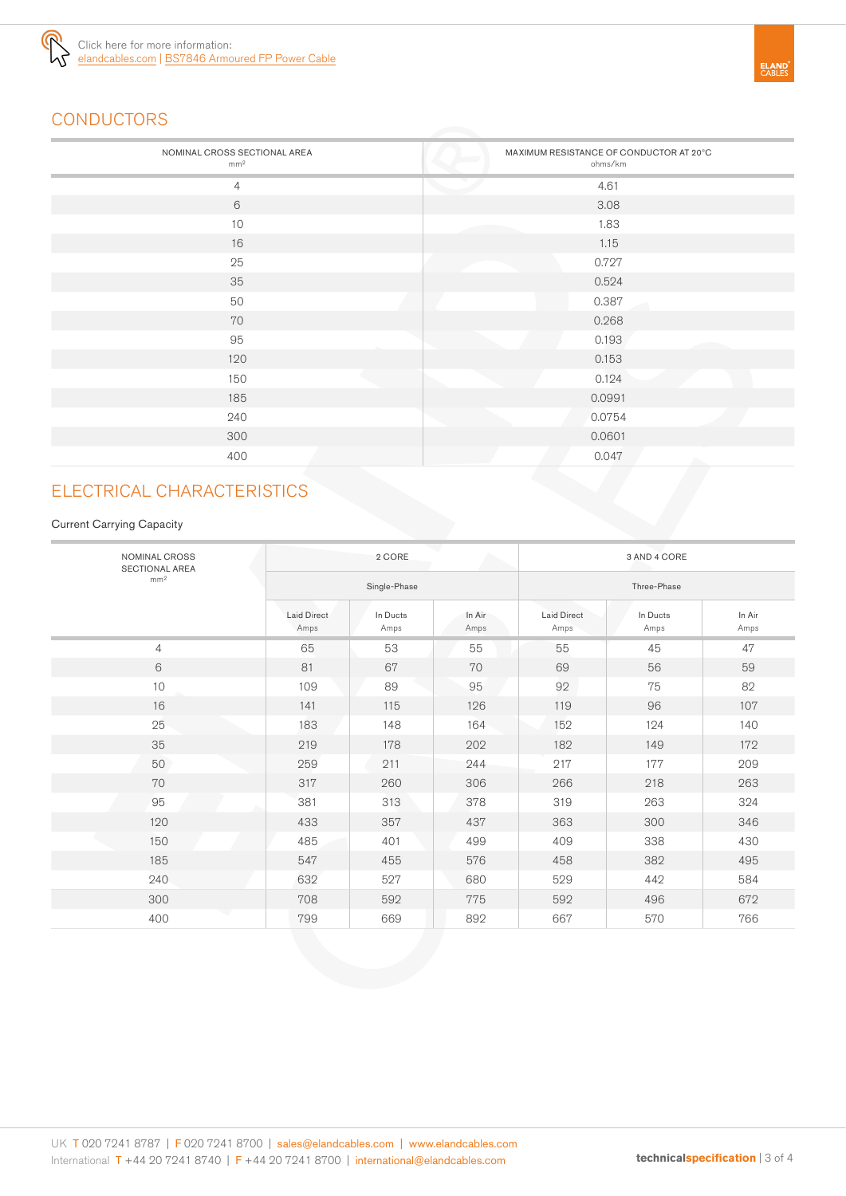Click here for more information:
elandcables.com | BS7846 Armoured FP Power Cable

## CONDUCTORS

| NOMINAL CROSS SECTIONAL AREA mm² | MAXIMUM RESISTANCE OF CONDUCTOR AT 20°C ohms/km |
|---|---|
| 4 | 4.61 |
| 6 | 3.08 |
| 10 | 1.83 |
| 16 | 1.15 |
| 25 | 0.727 |
| 35 | 0.524 |
| 50 | 0.387 |
| 70 | 0.268 |
| 95 | 0.193 |
| 120 | 0.153 |
| 150 | 0.124 |
| 185 | 0.0991 |
| 240 | 0.0754 |
| 300 | 0.0601 |
| 400 | 0.047 |

## ELECTRICAL CHARACTERISTICS

Current Carrying Capacity

| NOMINAL CROSS SECTIONAL AREA mm² | 2 CORE | | | 3 AND 4 CORE | | |
|---|---|---|---|---|---|---|
| | Single-Phase | | | Three-Phase | | |
| | Laid Direct Amps | In Ducts Amps | In Air Amps | Laid Direct Amps | In Ducts Amps | In Air Amps |
| 4 | 65 | 53 | 55 | 55 | 45 | 47 |
| 6 | 81 | 67 | 70 | 69 | 56 | 59 |
| 10 | 109 | 89 | 95 | 92 | 75 | 82 |
| 16 | 141 | 115 | 126 | 119 | 96 | 107 |
| 25 | 183 | 148 | 164 | 152 | 124 | 140 |
| 35 | 219 | 178 | 202 | 182 | 149 | 172 |
| 50 | 259 | 211 | 244 | 217 | 177 | 209 |
| 70 | 317 | 260 | 306 | 266 | 218 | 263 |
| 95 | 381 | 313 | 378 | 319 | 263 | 324 |
| 120 | 433 | 357 | 437 | 363 | 300 | 346 |
| 150 | 485 | 401 | 499 | 409 | 338 | 430 |
| 185 | 547 | 455 | 576 | 458 | 382 | 495 |
| 240 | 632 | 527 | 680 | 529 | 442 | 584 |
| 300 | 708 | 592 | 775 | 592 | 496 | 672 |
| 400 | 799 | 669 | 892 | 667 | 570 | 766 |

UK T 020 7241 8787 | F 020 7241 8700 | sales@elandcables.com | www.elandcables.com
International T +44 20 7241 8740 | F +44 20 7241 8700 | international@elandcables.com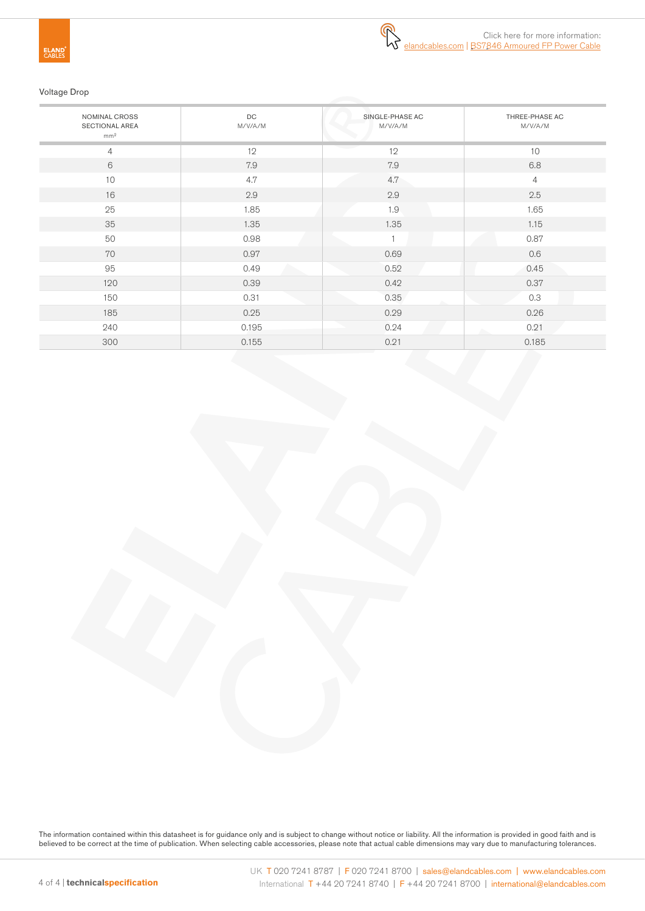Click here for more information: elandcables.com | BS7846 Armoured FP Power Cable

Voltage Drop

| NOMINAL CROSS SECTIONAL AREA mm² | DC M/V/A/M | SINGLE-PHASE AC M/V/A/M | THREE-PHASE AC M/V/A/M |
|---|---|---|---|
| 4 | 12 | 12 | 10 |
| 6 | 7.9 | 7.9 | 6.8 |
| 10 | 4.7 | 4.7 | 4 |
| 16 | 2.9 | 2.9 | 2.5 |
| 25 | 1.85 | 1.9 | 1.65 |
| 35 | 1.35 | 1.35 | 1.15 |
| 50 | 0.98 | 1 | 0.87 |
| 70 | 0.97 | 0.69 | 0.6 |
| 95 | 0.49 | 0.52 | 0.45 |
| 120 | 0.39 | 0.42 | 0.37 |
| 150 | 0.31 | 0.35 | 0.3 |
| 185 | 0.25 | 0.29 | 0.26 |
| 240 | 0.195 | 0.24 | 0.21 |
| 300 | 0.155 | 0.21 | 0.185 |

The information contained within this datasheet is for guidance only and is subject to change without notice or liability. All the information is provided in good faith and is believed to be correct at the time of publication. When selecting cable accessories, please note that actual cable dimensions may vary due to manufacturing tolerances.

UK T 020 7241 8787 | F 020 7241 8700 | sales@elandcables.com | www.elandcables.com
International T +44 20 7241 8740 | F +44 20 7241 8700 | international@elandcables.com